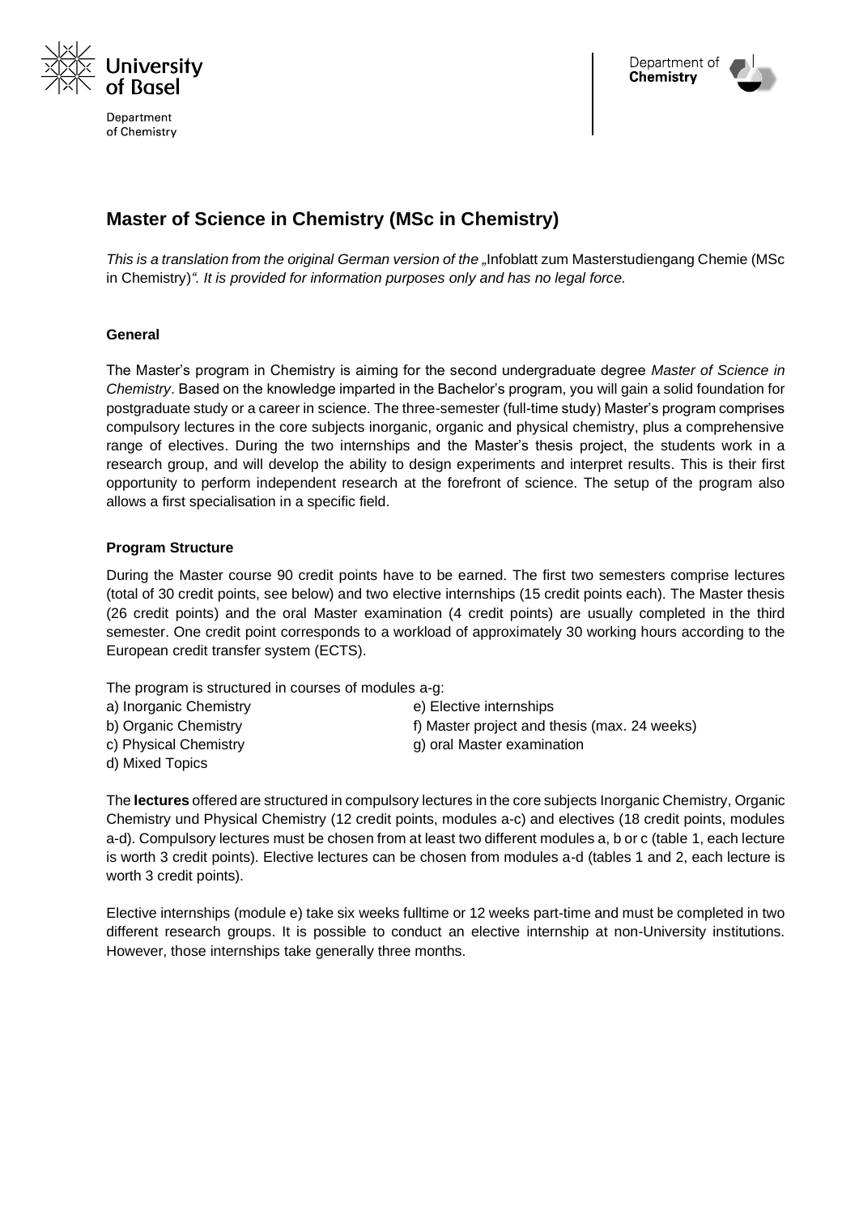# Master of Science in Chemistry (MSc in Chemistry)

*This is a translation from the original German version of the „*Infoblatt zum Masterstudiengang Chemie (MSc in Chemistry)*". It is provided for information purposes only and has no legal force.*

**General**

The Master's program in Chemistry is aiming for the second undergraduate degree *Master of Science in Chemistry*. Based on the knowledge imparted in the Bachelor's program, you will gain a solid foundation for postgraduate study or a career in science. The three-semester (full-time study) Master's program comprises compulsory lectures in the core subjects inorganic, organic and physical chemistry, plus a comprehensive range of electives. During the two internships and the Master's thesis project, the students work in a research group, and will develop the ability to design experiments and interpret results. This is their first opportunity to perform independent research at the forefront of science. The setup of the program also allows a first specialisation in a specific field.

**Program Structure**

During the Master course 90 credit points have to be earned. The first two semesters comprise lectures (total of 30 credit points, see below) and two elective internships (15 credit points each). The Master thesis (26 credit points) and the oral Master examination (4 credit points) are usually completed in the third semester. One credit point corresponds to a workload of approximately 30 working hours according to the European credit transfer system (ECTS).

The program is structured in courses of modules a-g:

a) Inorganic Chemistry
b) Organic Chemistry
c) Physical Chemistry
d) Mixed Topics
e) Elective internships
f) Master project and thesis (max. 24 weeks)
g) oral Master examination

The **lectures** offered are structured in compulsory lectures in the core subjects Inorganic Chemistry, Organic Chemistry und Physical Chemistry (12 credit points, modules a-c) and electives (18 credit points, modules a-d). Compulsory lectures must be chosen from at least two different modules a, b or c (table 1, each lecture is worth 3 credit points). Elective lectures can be chosen from modules a-d (tables 1 and 2, each lecture is worth 3 credit points).

Elective internships (module e) take six weeks fulltime or 12 weeks part-time and must be completed in two different research groups. It is possible to conduct an elective internship at non-University institutions. However, those internships take generally three months.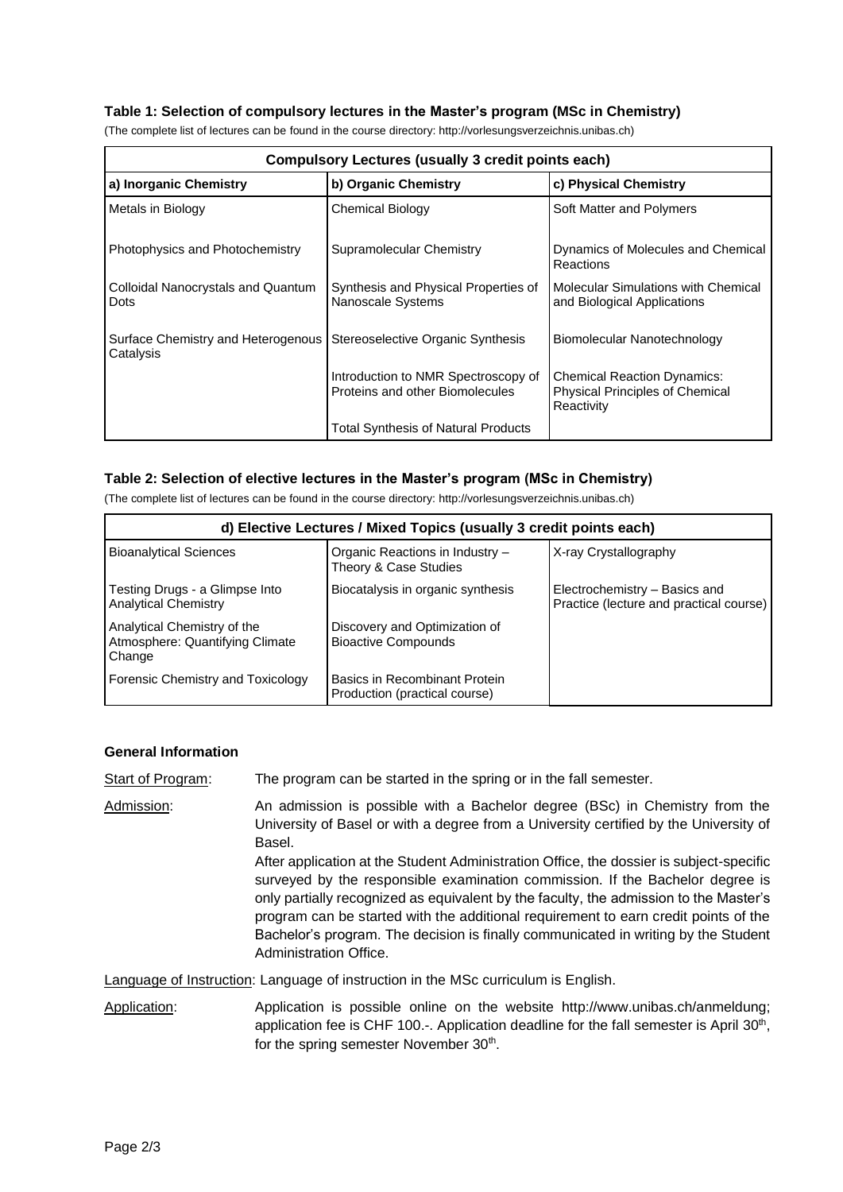### Table 1: Selection of compulsory lectures in the Master's program (MSc in Chemistry)

(The complete list of lectures can be found in the course directory: http://vorlesungsverzeichnis.unibas.ch)

| Compulsory Lectures (usually 3 credit points each) | | |
|---|---|---|
| **a) Inorganic Chemistry** | **b) Organic Chemistry** | **c) Physical Chemistry** |
| Metals in Biology | Chemical Biology | Soft Matter and Polymers |
| Photophysics and Photochemistry | Supramolecular Chemistry | Dynamics of Molecules and Chemical Reactions |
| Colloidal Nanocrystals and Quantum Dots | Synthesis and Physical Properties of Nanoscale Systems | Molecular Simulations with Chemical and Biological Applications |
| Surface Chemistry and Heterogenous Catalysis | Stereoselective Organic Synthesis | Biomolecular Nanotechnology |
| | Introduction to NMR Spectroscopy of Proteins and other Biomolecules | Chemical Reaction Dynamics: Physical Principles of Chemical Reactivity |
| | Total Synthesis of Natural Products | |

### Table 2: Selection of elective lectures in the Master's program (MSc in Chemistry)

(The complete list of lectures can be found in the course directory: http://vorlesungsverzeichnis.unibas.ch)

| d) Elective Lectures / Mixed Topics (usually 3 credit points each) | | |
|---|---|---|
| Bioanalytical Sciences | Organic Reactions in Industry – Theory & Case Studies | X-ray Crystallography |
| Testing Drugs - a Glimpse Into Analytical Chemistry | Biocatalysis in organic synthesis | Electrochemistry – Basics and Practice (lecture and practical course) |
| Analytical Chemistry of the Atmosphere: Quantifying Climate Change | Discovery and Optimization of Bioactive Compounds | |
| Forensic Chemistry and Toxicology | Basics in Recombinant Protein Production (practical course) | |

### General Information

Start of Program: The program can be started in the spring or in the fall semester.

Admission: An admission is possible with a Bachelor degree (BSc) in Chemistry from the University of Basel or with a degree from a University certified by the University of Basel.
After application at the Student Administration Office, the dossier is subject-specific surveyed by the responsible examination commission. If the Bachelor degree is only partially recognized as equivalent by the faculty, the admission to the Master's program can be started with the additional requirement to earn credit points of the Bachelor's program. The decision is finally communicated in writing by the Student Administration Office.

Language of Instruction: Language of instruction in the MSc curriculum is English.

Application: Application is possible online on the website http://www.unibas.ch/anmeldung; application fee is CHF 100.-. Application deadline for the fall semester is April 30th, for the spring semester November 30th.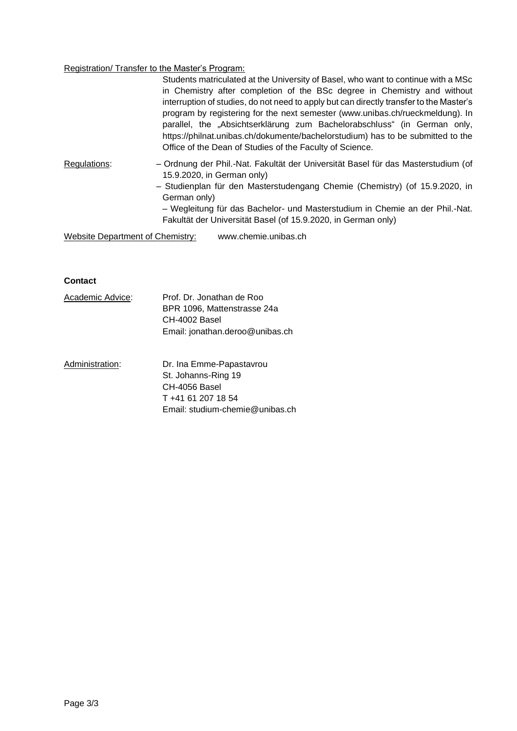Registration/ Transfer to the Master's Program:

Students matriculated at the University of Basel, who want to continue with a MSc in Chemistry after completion of the BSc degree in Chemistry and without interruption of studies, do not need to apply but can directly transfer to the Master's program by registering for the next semester (www.unibas.ch/rueckmeldung). In parallel, the „Absichtserklärung zum Bachelorabschluss" (in German only, https://philnat.unibas.ch/dokumente/bachelorstudium) has to be submitted to the Office of the Dean of Studies of the Faculty of Science.

Regulations:

- Ordnung der Phil.-Nat. Fakultät der Universität Basel für das Masterstudium (of 15.9.2020, in German only)
- Studienplan für den Masterstudengang Chemie (Chemistry) (of 15.9.2020, in German only)
- Wegleitung für das Bachelor- und Masterstudium in Chemie an der Phil.-Nat. Fakultät der Universität Basel (of 15.9.2020, in German only)

Website Department of Chemistry: www.chemie.unibas.ch

**Contact**

Academic Advice:

Prof. Dr. Jonathan de Roo
BPR 1096, Mattenstrasse 24a
CH-4002 Basel
Email: jonathan.deroo@unibas.ch

Administration:

Dr. Ina Emme-Papastavrou
St. Johanns-Ring 19
CH-4056 Basel
T +41 61 207 18 54
Email: studium-chemie@unibas.ch